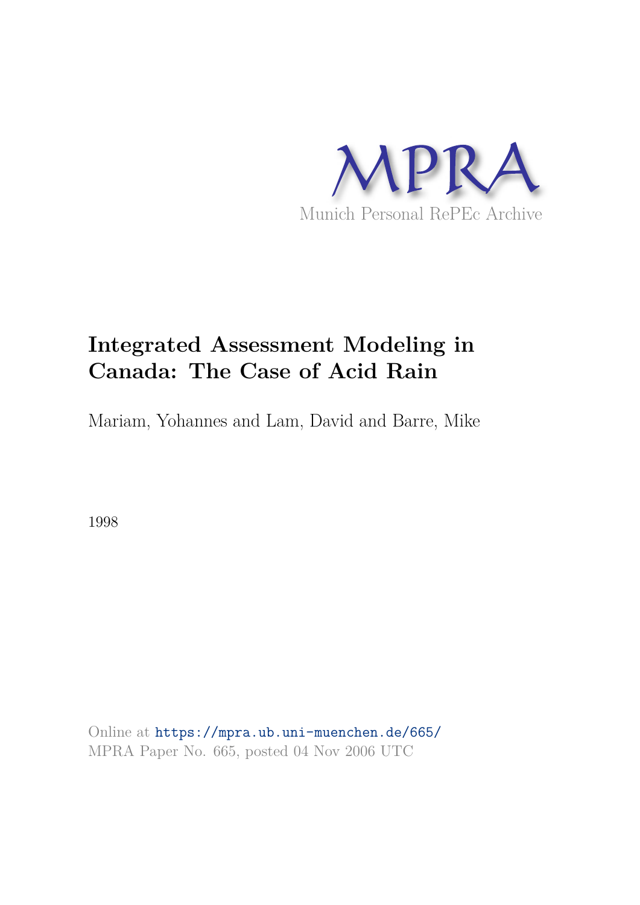MPRA

Munich Personal RePEc Archive

# Integrated Assessment Modeling in Canada: The Case of Acid Rain

Mariam, Yohannes and Lam, David and Barre, Mike

1998

Online at https://mpra.ub.uni-muenchen.de/665/
MPRA Paper No. 665, posted 04 Nov 2006 UTC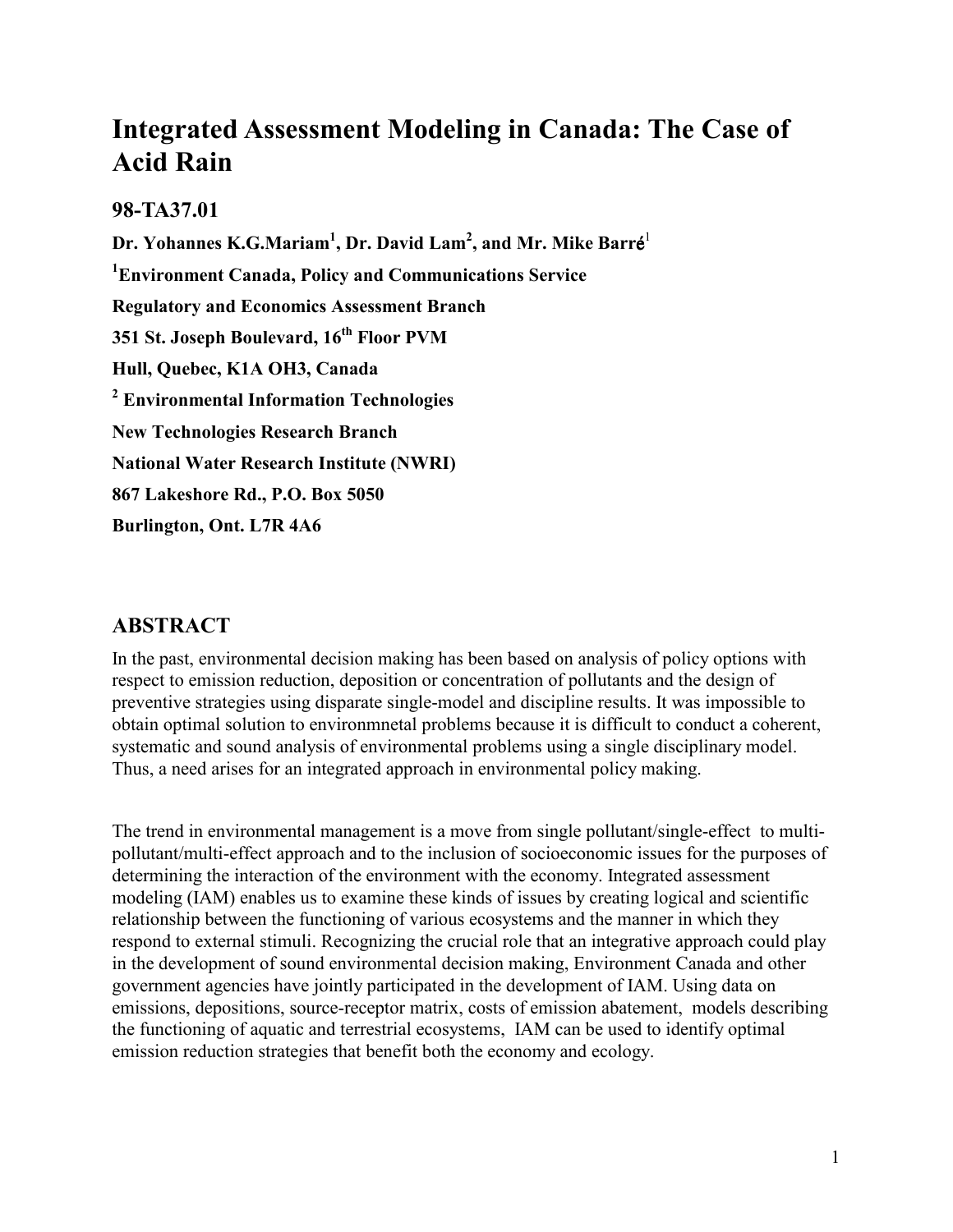# Integrated Assessment Modeling in Canada: The Case of Acid Rain

## 98-TA37.01

**Dr. Yohannes K.G.Mariam[1], Dr. David Lam[2], and Mr. Mike Barré[1]**

**[1]Environment Canada, Policy and Communications Service**

**Regulatory and Economics Assessment Branch**

**351 St. Joseph Boulevard, 16th Floor PVM**

**Hull, Quebec, K1A OH3, Canada**

**[2] Environmental Information Technologies**

**New Technologies Research Branch**

**National Water Research Institute (NWRI)**

**867 Lakeshore Rd., P.O. Box 5050**

**Burlington, Ont. L7R 4A6**

## ABSTRACT

In the past, environmental decision making has been based on analysis of policy options with respect to emission reduction, deposition or concentration of pollutants and the design of preventive strategies using disparate single-model and discipline results. It was impossible to obtain optimal solution to environmnetal problems because it is difficult to conduct a coherent, systematic and sound analysis of environmental problems using a single disciplinary model. Thus, a need arises for an integrated approach in environmental policy making.

The trend in environmental management is a move from single pollutant/single-effect to multi-pollutant/multi-effect approach and to the inclusion of socioeconomic issues for the purposes of determining the interaction of the environment with the economy. Integrated assessment modeling (IAM) enables us to examine these kinds of issues by creating logical and scientific relationship between the functioning of various ecosystems and the manner in which they respond to external stimuli. Recognizing the crucial role that an integrative approach could play in the development of sound environmental decision making, Environment Canada and other government agencies have jointly participated in the development of IAM. Using data on emissions, depositions, source-receptor matrix, costs of emission abatement, models describing the functioning of aquatic and terrestrial ecosystems, IAM can be used to identify optimal emission reduction strategies that benefit both the economy and ecology.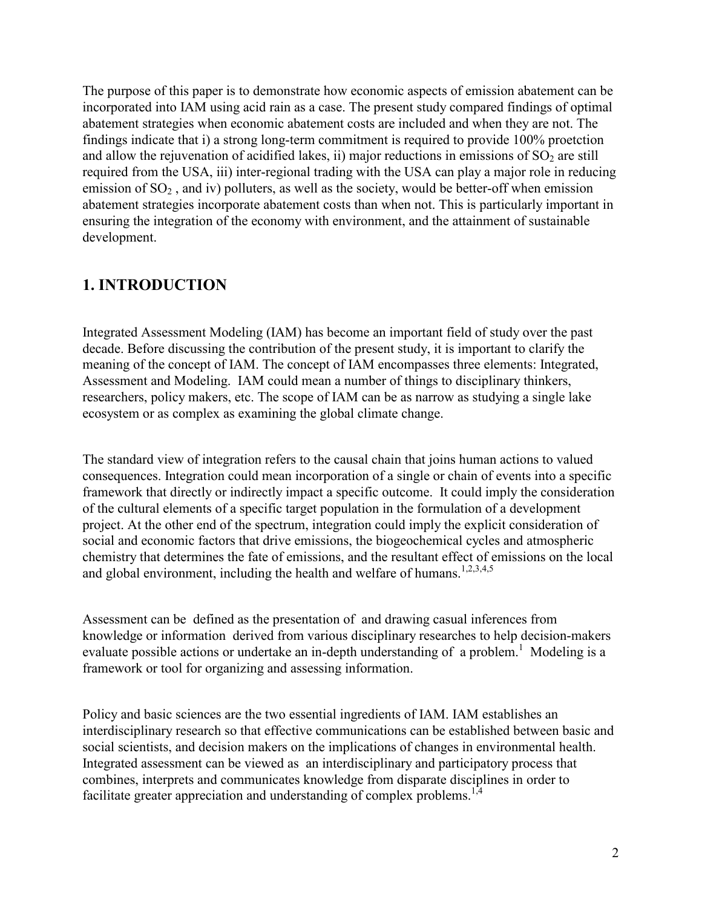The purpose of this paper is to demonstrate how economic aspects of emission abatement can be incorporated into IAM using acid rain as a case. The present study compared findings of optimal abatement strategies when economic abatement costs are included and when they are not. The findings indicate that i) a strong long-term commitment is required to provide 100% proetction and allow the rejuvenation of acidified lakes, ii) major reductions in emissions of $SO_2$ are still required from the USA, iii) inter-regional trading with the USA can play a major role in reducing emission of $SO_2$ , and iv) polluters, as well as the society, would be better-off when emission abatement strategies incorporate abatement costs than when not. This is particularly important in ensuring the integration of the economy with environment, and the attainment of sustainable development.

## 1. INTRODUCTION

Integrated Assessment Modeling (IAM) has become an important field of study over the past decade. Before discussing the contribution of the present study, it is important to clarify the meaning of the concept of IAM. The concept of IAM encompasses three elements: Integrated, Assessment and Modeling. IAM could mean a number of things to disciplinary thinkers, researchers, policy makers, etc. The scope of IAM can be as narrow as studying a single lake ecosystem or as complex as examining the global climate change.

The standard view of integration refers to the causal chain that joins human actions to valued consequences. Integration could mean incorporation of a single or chain of events into a specific framework that directly or indirectly impact a specific outcome. It could imply the consideration of the cultural elements of a specific target population in the formulation of a development project. At the other end of the spectrum, integration could imply the explicit consideration of social and economic factors that drive emissions, the biogeochemical cycles and atmospheric chemistry that determines the fate of emissions, and the resultant effect of emissions on the local and global environment, including the health and welfare of humans.[1,2,3,4,5]

Assessment can be defined as the presentation of and drawing casual inferences from knowledge or information derived from various disciplinary researches to help decision-makers evaluate possible actions or undertake an in-depth understanding of a problem.[1] Modeling is a framework or tool for organizing and assessing information.

Policy and basic sciences are the two essential ingredients of IAM. IAM establishes an interdisciplinary research so that effective communications can be established between basic and social scientists, and decision makers on the implications of changes in environmental health. Integrated assessment can be viewed as an interdisciplinary and participatory process that combines, interprets and communicates knowledge from disparate disciplines in order to facilitate greater appreciation and understanding of complex problems.[1,4]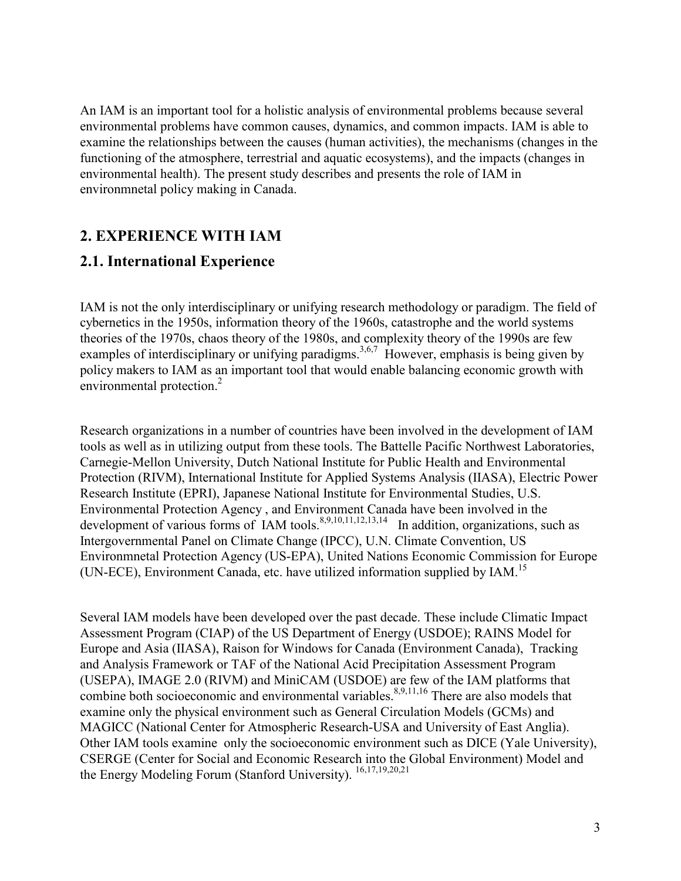An IAM is an important tool for a holistic analysis of environmental problems because several environmental problems have common causes, dynamics, and common impacts. IAM is able to examine the relationships between the causes (human activities), the mechanisms (changes in the functioning of the atmosphere, terrestrial and aquatic ecosystems), and the impacts (changes in environmental health). The present study describes and presents the role of IAM in environmnetal policy making in Canada.

## 2. EXPERIENCE WITH IAM

### 2.1. International Experience

IAM is not the only interdisciplinary or unifying research methodology or paradigm. The field of cybernetics in the 1950s, information theory of the 1960s, catastrophe and the world systems theories of the 1970s, chaos theory of the 1980s, and complexity theory of the 1990s are few examples of interdisciplinary or unifying paradigms.[3,6,7] However, emphasis is being given by policy makers to IAM as an important tool that would enable balancing economic growth with environmental protection.[2]

Research organizations in a number of countries have been involved in the development of IAM tools as well as in utilizing output from these tools. The Battelle Pacific Northwest Laboratories, Carnegie-Mellon University, Dutch National Institute for Public Health and Environmental Protection (RIVM), International Institute for Applied Systems Analysis (IIASA), Electric Power Research Institute (EPRI), Japanese National Institute for Environmental Studies, U.S. Environmental Protection Agency , and Environment Canada have been involved in the development of various forms of IAM tools.[8,9,10,11,12,13,14] In addition, organizations, such as Intergovernmental Panel on Climate Change (IPCC), U.N. Climate Convention, US Environmnetal Protection Agency (US-EPA), United Nations Economic Commission for Europe (UN-ECE), Environment Canada, etc. have utilized information supplied by IAM.[15]

Several IAM models have been developed over the past decade. These include Climatic Impact Assessment Program (CIAP) of the US Department of Energy (USDOE); RAINS Model for Europe and Asia (IIASA), Raison for Windows for Canada (Environment Canada), Tracking and Analysis Framework or TAF of the National Acid Precipitation Assessment Program (USEPA), IMAGE 2.0 (RIVM) and MiniCAM (USDOE) are few of the IAM platforms that combine both socioeconomic and environmental variables.[8,9,11,16] There are also models that examine only the physical environment such as General Circulation Models (GCMs) and MAGICC (National Center for Atmospheric Research-USA and University of East Anglia). Other IAM tools examine only the socioeconomic environment such as DICE (Yale University), CSERGE (Center for Social and Economic Research into the Global Environment) Model and the Energy Modeling Forum (Stanford University). [16,17,19,20,21]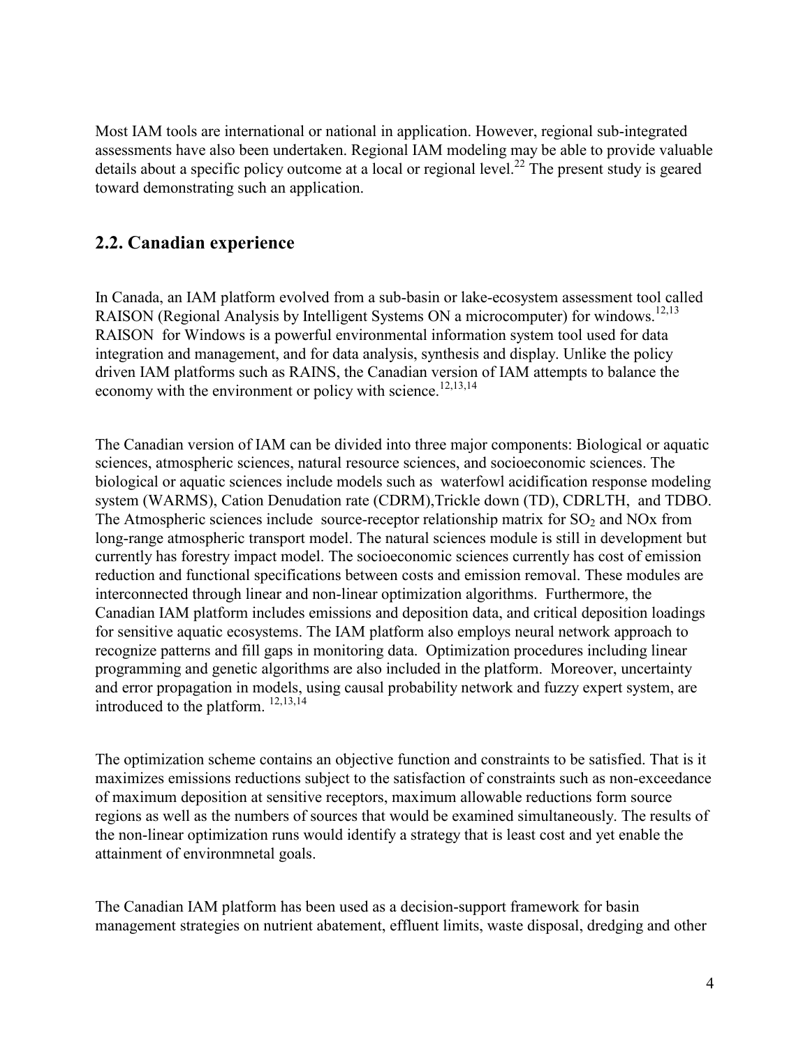Most IAM tools are international or national in application. However, regional sub-integrated assessments have also been undertaken. Regional IAM modeling may be able to provide valuable details about a specific policy outcome at a local or regional level.[22] The present study is geared toward demonstrating such an application.

## 2.2. Canadian experience

In Canada, an IAM platform evolved from a sub-basin or lake-ecosystem assessment tool called RAISON (Regional Analysis by Intelligent Systems ON a microcomputer) for windows.[12,13] RAISON for Windows is a powerful environmental information system tool used for data integration and management, and for data analysis, synthesis and display. Unlike the policy driven IAM platforms such as RAINS, the Canadian version of IAM attempts to balance the economy with the environment or policy with science.[12,13,14]

The Canadian version of IAM can be divided into three major components: Biological or aquatic sciences, atmospheric sciences, natural resource sciences, and socioeconomic sciences. The biological or aquatic sciences include models such as waterfowl acidification response modeling system (WARMS), Cation Denudation rate (CDRM),Trickle down (TD), CDRLTH, and TDBO. The Atmospheric sciences include source-receptor relationship matrix for $SO_2$ and NOx from long-range atmospheric transport model. The natural sciences module is still in development but currently has forestry impact model. The socioeconomic sciences currently has cost of emission reduction and functional specifications between costs and emission removal. These modules are interconnected through linear and non-linear optimization algorithms. Furthermore, the Canadian IAM platform includes emissions and deposition data, and critical deposition loadings for sensitive aquatic ecosystems. The IAM platform also employs neural network approach to recognize patterns and fill gaps in monitoring data. Optimization procedures including linear programming and genetic algorithms are also included in the platform. Moreover, uncertainty and error propagation in models, using causal probability network and fuzzy expert system, are introduced to the platform. [12,13,14]

The optimization scheme contains an objective function and constraints to be satisfied. That is it maximizes emissions reductions subject to the satisfaction of constraints such as non-exceedance of maximum deposition at sensitive receptors, maximum allowable reductions form source regions as well as the numbers of sources that would be examined simultaneously. The results of the non-linear optimization runs would identify a strategy that is least cost and yet enable the attainment of environmnetal goals.

The Canadian IAM platform has been used as a decision-support framework for basin management strategies on nutrient abatement, effluent limits, waste disposal, dredging and other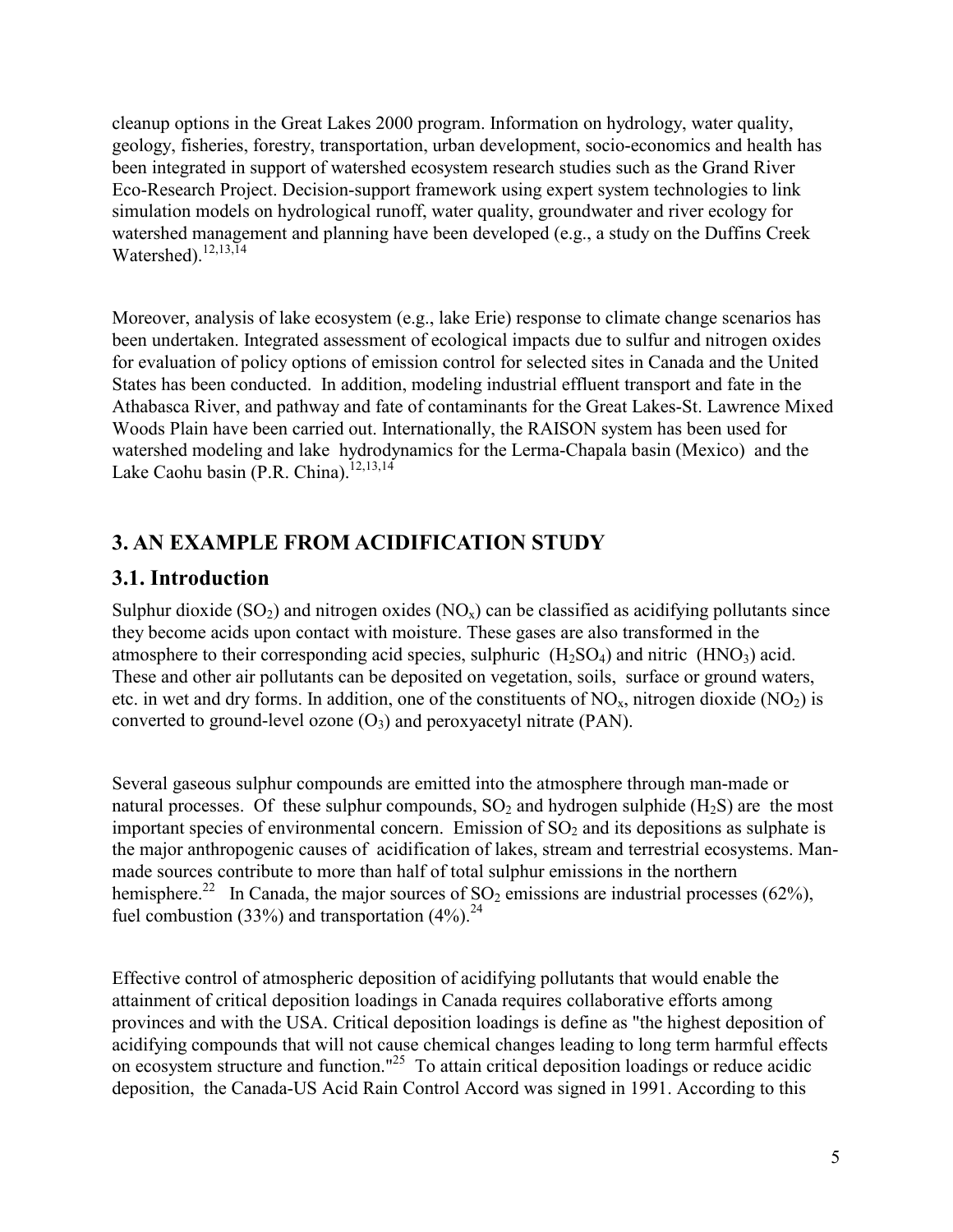cleanup options in the Great Lakes 2000 program. Information on hydrology, water quality, geology, fisheries, forestry, transportation, urban development, socio-economics and health has been integrated in support of watershed ecosystem research studies such as the Grand River Eco-Research Project. Decision-support framework using expert system technologies to link simulation models on hydrological runoff, water quality, groundwater and river ecology for watershed management and planning have been developed (e.g., a study on the Duffins Creek Watershed).[12,13,14]

Moreover, analysis of lake ecosystem (e.g., lake Erie) response to climate change scenarios has been undertaken. Integrated assessment of ecological impacts due to sulfur and nitrogen oxides for evaluation of policy options of emission control for selected sites in Canada and the United States has been conducted. In addition, modeling industrial effluent transport and fate in the Athabasca River, and pathway and fate of contaminants for the Great Lakes-St. Lawrence Mixed Woods Plain have been carried out. Internationally, the RAISON system has been used for watershed modeling and lake hydrodynamics for the Lerma-Chapala basin (Mexico) and the Lake Caohu basin (P.R. China).[12,13,14]

## 3. AN EXAMPLE FROM ACIDIFICATION STUDY

### 3.1. Introduction

Sulphur dioxide ($SO_2$) and nitrogen oxides ($NO_x$) can be classified as acidifying pollutants since they become acids upon contact with moisture. These gases are also transformed in the atmosphere to their corresponding acid species, sulphuric ($H_2SO_4$) and nitric ($HNO_3$) acid. These and other air pollutants can be deposited on vegetation, soils, surface or ground waters, etc. in wet and dry forms. In addition, one of the constituents of $NO_x$, nitrogen dioxide ($NO_2$) is converted to ground-level ozone ($O_3$) and peroxyacetyl nitrate (PAN).

Several gaseous sulphur compounds are emitted into the atmosphere through man-made or natural processes. Of these sulphur compounds, $SO_2$ and hydrogen sulphide ($H_2S$) are the most important species of environmental concern. Emission of $SO_2$ and its depositions as sulphate is the major anthropogenic causes of acidification of lakes, stream and terrestrial ecosystems. Man-made sources contribute to more than half of total sulphur emissions in the northern hemisphere.[22] In Canada, the major sources of $SO_2$ emissions are industrial processes (62%), fuel combustion (33%) and transportation (4%).[24]

Effective control of atmospheric deposition of acidifying pollutants that would enable the attainment of critical deposition loadings in Canada requires collaborative efforts among provinces and with the USA. Critical deposition loadings is define as "the highest deposition of acidifying compounds that will not cause chemical changes leading to long term harmful effects on ecosystem structure and function."[25] To attain critical deposition loadings or reduce acidic deposition, the Canada-US Acid Rain Control Accord was signed in 1991. According to this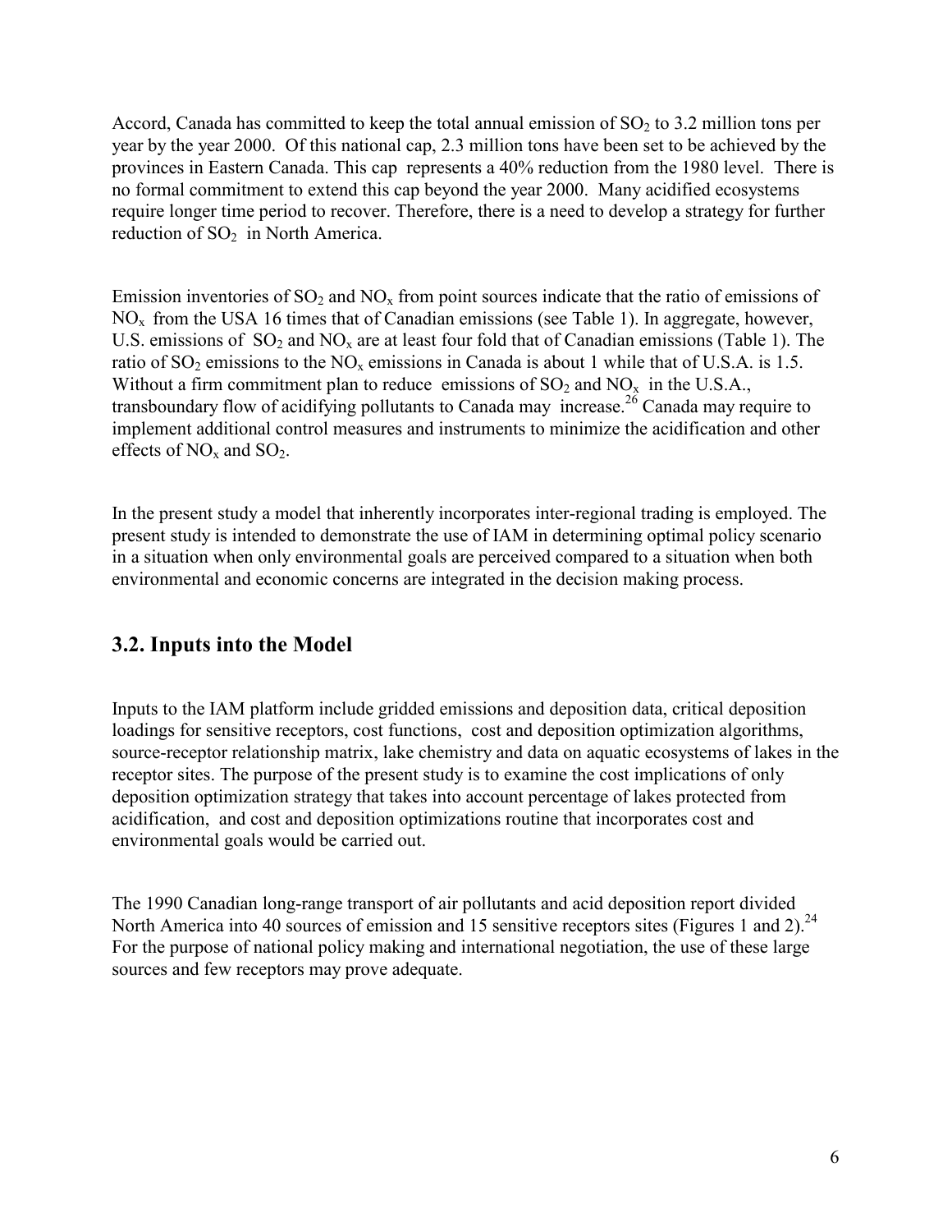Accord, Canada has committed to keep the total annual emission of $SO_2$ to 3.2 million tons per year by the year 2000. Of this national cap, 2.3 million tons have been set to be achieved by the provinces in Eastern Canada. This cap represents a 40% reduction from the 1980 level. There is no formal commitment to extend this cap beyond the year 2000. Many acidified ecosystems require longer time period to recover. Therefore, there is a need to develop a strategy for further reduction of $SO_2$ in North America.

Emission inventories of $SO_2$ and $NO_x$ from point sources indicate that the ratio of emissions of $NO_x$ from the USA 16 times that of Canadian emissions (see Table 1). In aggregate, however, U.S. emissions of $SO_2$ and $NO_x$ are at least four fold that of Canadian emissions (Table 1). The ratio of $SO_2$ emissions to the $NO_x$ emissions in Canada is about 1 while that of U.S.A. is 1.5. Without a firm commitment plan to reduce emissions of $SO_2$ and $NO_x$ in the U.S.A., transboundary flow of acidifying pollutants to Canada may increase.[26] Canada may require to implement additional control measures and instruments to minimize the acidification and other effects of $NO_x$ and $SO_2$.

In the present study a model that inherently incorporates inter-regional trading is employed. The present study is intended to demonstrate the use of IAM in determining optimal policy scenario in a situation when only environmental goals are perceived compared to a situation when both environmental and economic concerns are integrated in the decision making process.

## 3.2. Inputs into the Model

Inputs to the IAM platform include gridded emissions and deposition data, critical deposition loadings for sensitive receptors, cost functions, cost and deposition optimization algorithms, source-receptor relationship matrix, lake chemistry and data on aquatic ecosystems of lakes in the receptor sites. The purpose of the present study is to examine the cost implications of only deposition optimization strategy that takes into account percentage of lakes protected from acidification, and cost and deposition optimizations routine that incorporates cost and environmental goals would be carried out.

The 1990 Canadian long-range transport of air pollutants and acid deposition report divided North America into 40 sources of emission and 15 sensitive receptors sites (Figures 1 and 2).[24] For the purpose of national policy making and international negotiation, the use of these large sources and few receptors may prove adequate.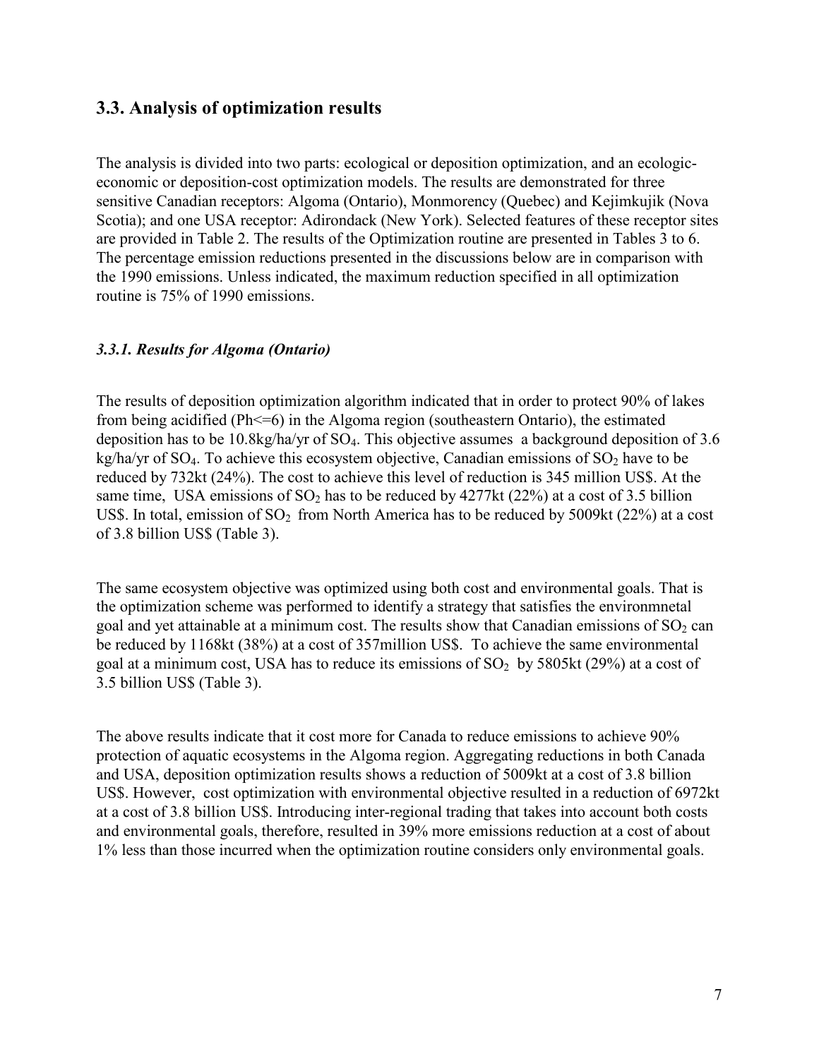## 3.3. Analysis of optimization results

The analysis is divided into two parts: ecological or deposition optimization, and an ecologic-economic or deposition-cost optimization models. The results are demonstrated for three sensitive Canadian receptors: Algoma (Ontario), Monmorency (Quebec) and Kejimkujik (Nova Scotia); and one USA receptor: Adirondack (New York). Selected features of these receptor sites are provided in Table 2. The results of the Optimization routine are presented in Tables 3 to 6. The percentage emission reductions presented in the discussions below are in comparison with the 1990 emissions. Unless indicated, the maximum reduction specified in all optimization routine is 75% of 1990 emissions.

### *3.3.1. Results for Algoma (Ontario)*

The results of deposition optimization algorithm indicated that in order to protect 90% of lakes from being acidified (Ph<=6) in the Algoma region (southeastern Ontario), the estimated deposition has to be 10.8kg/ha/yr of $SO_4$. This objective assumes a background deposition of 3.6 kg/ha/yr of $SO_4$. To achieve this ecosystem objective, Canadian emissions of $SO_2$ have to be reduced by 732kt (24%). The cost to achieve this level of reduction is 345 million US$. At the same time, USA emissions of $SO_2$ has to be reduced by 4277kt (22%) at a cost of 3.5 billion US$. In total, emission of $SO_2$ from North America has to be reduced by 5009kt (22%) at a cost of 3.8 billion US$ (Table 3).

The same ecosystem objective was optimized using both cost and environmental goals. That is the optimization scheme was performed to identify a strategy that satisfies the environmnetal goal and yet attainable at a minimum cost. The results show that Canadian emissions of $SO_2$ can be reduced by 1168kt (38%) at a cost of 357million US$. To achieve the same environmental goal at a minimum cost, USA has to reduce its emissions of $SO_2$ by 5805kt (29%) at a cost of 3.5 billion US$ (Table 3).

The above results indicate that it cost more for Canada to reduce emissions to achieve 90% protection of aquatic ecosystems in the Algoma region. Aggregating reductions in both Canada and USA, deposition optimization results shows a reduction of 5009kt at a cost of 3.8 billion US$. However, cost optimization with environmental objective resulted in a reduction of 6972kt at a cost of 3.8 billion US$. Introducing inter-regional trading that takes into account both costs and environmental goals, therefore, resulted in 39% more emissions reduction at a cost of about 1% less than those incurred when the optimization routine considers only environmental goals.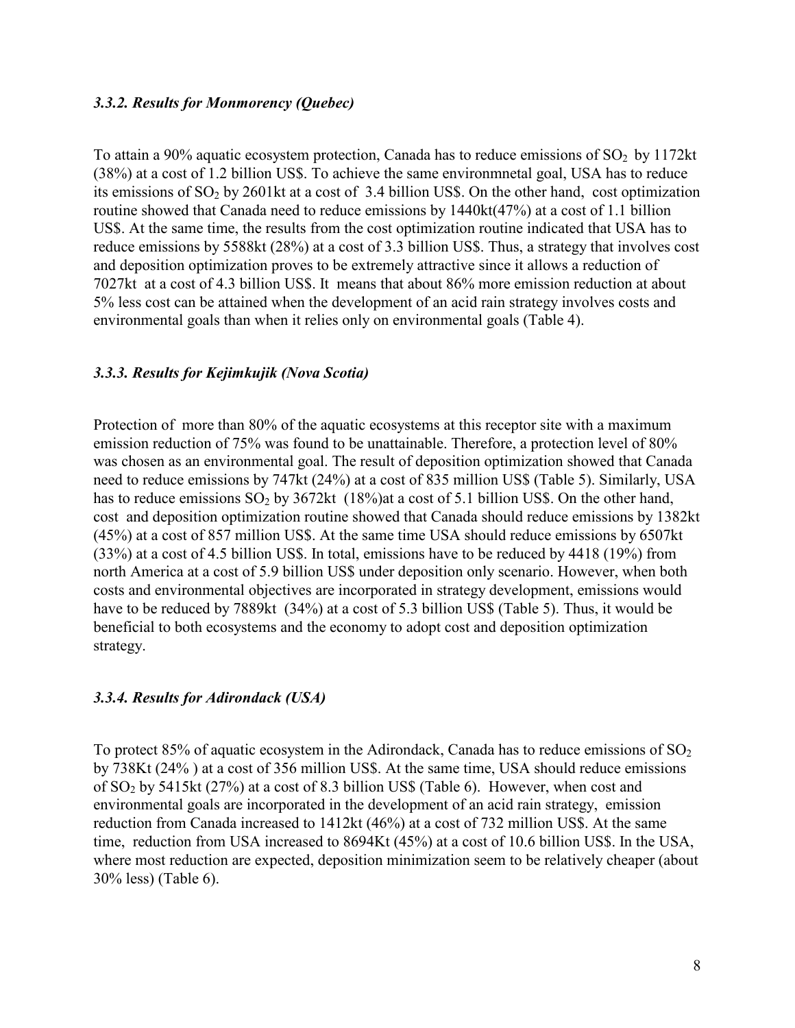### *3.3.2. Results for Monmorency (Quebec)*

To attain a 90% aquatic ecosystem protection, Canada has to reduce emissions of $SO_2$ by 1172kt (38%) at a cost of 1.2 billion US$. To achieve the same environmnetal goal, USA has to reduce its emissions of $SO_2$ by 2601kt at a cost of 3.4 billion US$. On the other hand, cost optimization routine showed that Canada need to reduce emissions by 1440kt(47%) at a cost of 1.1 billion US$. At the same time, the results from the cost optimization routine indicated that USA has to reduce emissions by 5588kt (28%) at a cost of 3.3 billion US$. Thus, a strategy that involves cost and deposition optimization proves to be extremely attractive since it allows a reduction of 7027kt at a cost of 4.3 billion US$. It means that about 86% more emission reduction at about 5% less cost can be attained when the development of an acid rain strategy involves costs and environmental goals than when it relies only on environmental goals (Table 4).

### *3.3.3. Results for Kejimkujik (Nova Scotia)*

Protection of more than 80% of the aquatic ecosystems at this receptor site with a maximum emission reduction of 75% was found to be unattainable. Therefore, a protection level of 80% was chosen as an environmental goal. The result of deposition optimization showed that Canada need to reduce emissions by 747kt (24%) at a cost of 835 million US$ (Table 5). Similarly, USA has to reduce emissions $SO_2$ by 3672kt (18%)at a cost of 5.1 billion US$. On the other hand, cost and deposition optimization routine showed that Canada should reduce emissions by 1382kt (45%) at a cost of 857 million US$. At the same time USA should reduce emissions by 6507kt (33%) at a cost of 4.5 billion US$. In total, emissions have to be reduced by 4418 (19%) from north America at a cost of 5.9 billion US$ under deposition only scenario. However, when both costs and environmental objectives are incorporated in strategy development, emissions would have to be reduced by 7889kt (34%) at a cost of 5.3 billion US$ (Table 5). Thus, it would be beneficial to both ecosystems and the economy to adopt cost and deposition optimization strategy.

### *3.3.4. Results for Adirondack (USA)*

To protect 85% of aquatic ecosystem in the Adirondack, Canada has to reduce emissions of $SO_2$ by 738Kt (24% ) at a cost of 356 million US$. At the same time, USA should reduce emissions of $SO_2$ by 5415kt (27%) at a cost of 8.3 billion US$ (Table 6). However, when cost and environmental goals are incorporated in the development of an acid rain strategy, emission reduction from Canada increased to 1412kt (46%) at a cost of 732 million US$. At the same time, reduction from USA increased to 8694Kt (45%) at a cost of 10.6 billion US$. In the USA, where most reduction are expected, deposition minimization seem to be relatively cheaper (about 30% less) (Table 6).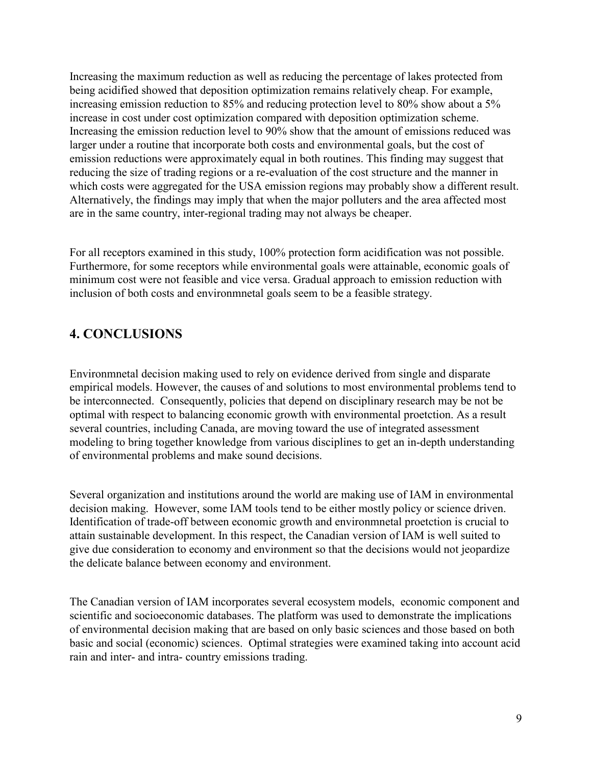Increasing the maximum reduction as well as reducing the percentage of lakes protected from being acidified showed that deposition optimization remains relatively cheap. For example, increasing emission reduction to 85% and reducing protection level to 80% show about a 5% increase in cost under cost optimization compared with deposition optimization scheme. Increasing the emission reduction level to 90% show that the amount of emissions reduced was larger under a routine that incorporate both costs and environmental goals, but the cost of emission reductions were approximately equal in both routines. This finding may suggest that reducing the size of trading regions or a re-evaluation of the cost structure and the manner in which costs were aggregated for the USA emission regions may probably show a different result. Alternatively, the findings may imply that when the major polluters and the area affected most are in the same country, inter-regional trading may not always be cheaper.

For all receptors examined in this study, 100% protection form acidification was not possible. Furthermore, for some receptors while environmental goals were attainable, economic goals of minimum cost were not feasible and vice versa. Gradual approach to emission reduction with inclusion of both costs and environmnetal goals seem to be a feasible strategy.

## 4. CONCLUSIONS

Environmnetal decision making used to rely on evidence derived from single and disparate empirical models. However, the causes of and solutions to most environmental problems tend to be interconnected. Consequently, policies that depend on disciplinary research may be not be optimal with respect to balancing economic growth with environmental proetction. As a result several countries, including Canada, are moving toward the use of integrated assessment modeling to bring together knowledge from various disciplines to get an in-depth understanding of environmental problems and make sound decisions.

Several organization and institutions around the world are making use of IAM in environmental decision making. However, some IAM tools tend to be either mostly policy or science driven. Identification of trade-off between economic growth and environmnetal proetction is crucial to attain sustainable development. In this respect, the Canadian version of IAM is well suited to give due consideration to economy and environment so that the decisions would not jeopardize the delicate balance between economy and environment.

The Canadian version of IAM incorporates several ecosystem models, economic component and scientific and socioeconomic databases. The platform was used to demonstrate the implications of environmental decision making that are based on only basic sciences and those based on both basic and social (economic) sciences. Optimal strategies were examined taking into account acid rain and inter- and intra- country emissions trading.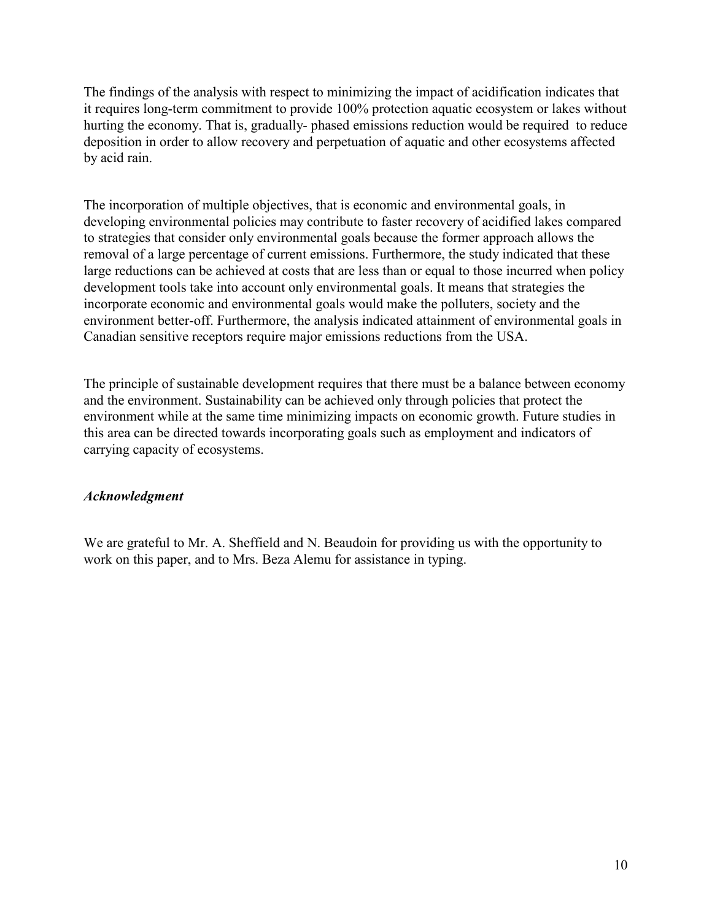The findings of the analysis with respect to minimizing the impact of acidification indicates that it requires long-term commitment to provide 100% protection aquatic ecosystem or lakes without hurting the economy. That is, gradually- phased emissions reduction would be required to reduce deposition in order to allow recovery and perpetuation of aquatic and other ecosystems affected by acid rain.

The incorporation of multiple objectives, that is economic and environmental goals, in developing environmental policies may contribute to faster recovery of acidified lakes compared to strategies that consider only environmental goals because the former approach allows the removal of a large percentage of current emissions. Furthermore, the study indicated that these large reductions can be achieved at costs that are less than or equal to those incurred when policy development tools take into account only environmental goals. It means that strategies the incorporate economic and environmental goals would make the polluters, society and the environment better-off. Furthermore, the analysis indicated attainment of environmental goals in Canadian sensitive receptors require major emissions reductions from the USA.

The principle of sustainable development requires that there must be a balance between economy and the environment. Sustainability can be achieved only through policies that protect the environment while at the same time minimizing impacts on economic growth. Future studies in this area can be directed towards incorporating goals such as employment and indicators of carrying capacity of ecosystems.

### *Acknowledgment*

We are grateful to Mr. A. Sheffield and N. Beaudoin for providing us with the opportunity to work on this paper, and to Mrs. Beza Alemu for assistance in typing.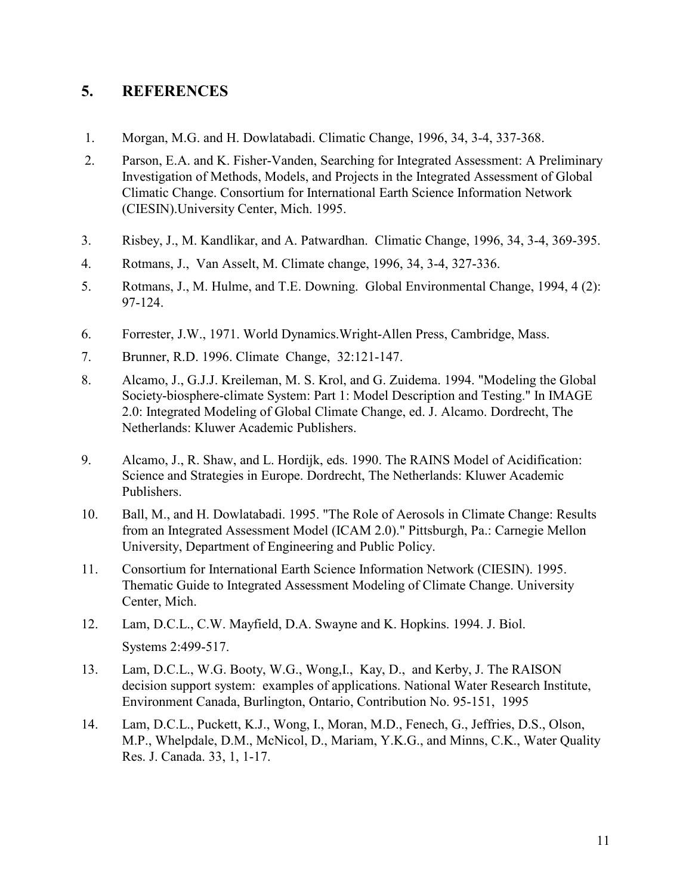## 5. REFERENCES

1. Morgan, M.G. and H. Dowlatabadi. Climatic Change, 1996, 34, 3-4, 337-368.
2. Parson, E.A. and K. Fisher-Vanden, Searching for Integrated Assessment: A Preliminary Investigation of Methods, Models, and Projects in the Integrated Assessment of Global Climatic Change. Consortium for International Earth Science Information Network (CIESIN).University Center, Mich. 1995.
3. Risbey, J., M. Kandlikar, and A. Patwardhan. Climatic Change, 1996, 34, 3-4, 369-395.
4. Rotmans, J., Van Asselt, M. Climate change, 1996, 34, 3-4, 327-336.
5. Rotmans, J., M. Hulme, and T.E. Downing. Global Environmental Change, 1994, 4 (2): 97-124.
6. Forrester, J.W., 1971. World Dynamics.Wright-Allen Press, Cambridge, Mass.
7. Brunner, R.D. 1996. Climate Change, 32:121-147.
8. Alcamo, J., G.J.J. Kreileman, M. S. Krol, and G. Zuidema. 1994. "Modeling the Global Society-biosphere-climate System: Part 1: Model Description and Testing." In IMAGE 2.0: Integrated Modeling of Global Climate Change, ed. J. Alcamo. Dordrecht, The Netherlands: Kluwer Academic Publishers.
9. Alcamo, J., R. Shaw, and L. Hordijk, eds. 1990. The RAINS Model of Acidification: Science and Strategies in Europe. Dordrecht, The Netherlands: Kluwer Academic Publishers.
10. Ball, M., and H. Dowlatabadi. 1995. "The Role of Aerosols in Climate Change: Results from an Integrated Assessment Model (ICAM 2.0)." Pittsburgh, Pa.: Carnegie Mellon University, Department of Engineering and Public Policy.
11. Consortium for International Earth Science Information Network (CIESIN). 1995. Thematic Guide to Integrated Assessment Modeling of Climate Change. University Center, Mich.
12. Lam, D.C.L., C.W. Mayfield, D.A. Swayne and K. Hopkins. 1994. J. Biol. Systems 2:499-517.
13. Lam, D.C.L., W.G. Booty, W.G., Wong,I., Kay, D., and Kerby, J. The RAISON decision support system: examples of applications. National Water Research Institute, Environment Canada, Burlington, Ontario, Contribution No. 95-151, 1995
14. Lam, D.C.L., Puckett, K.J., Wong, I., Moran, M.D., Fenech, G., Jeffries, D.S., Olson, M.P., Whelpdale, D.M., McNicol, D., Mariam, Y.K.G., and Minns, C.K., Water Quality Res. J. Canada. 33, 1, 1-17.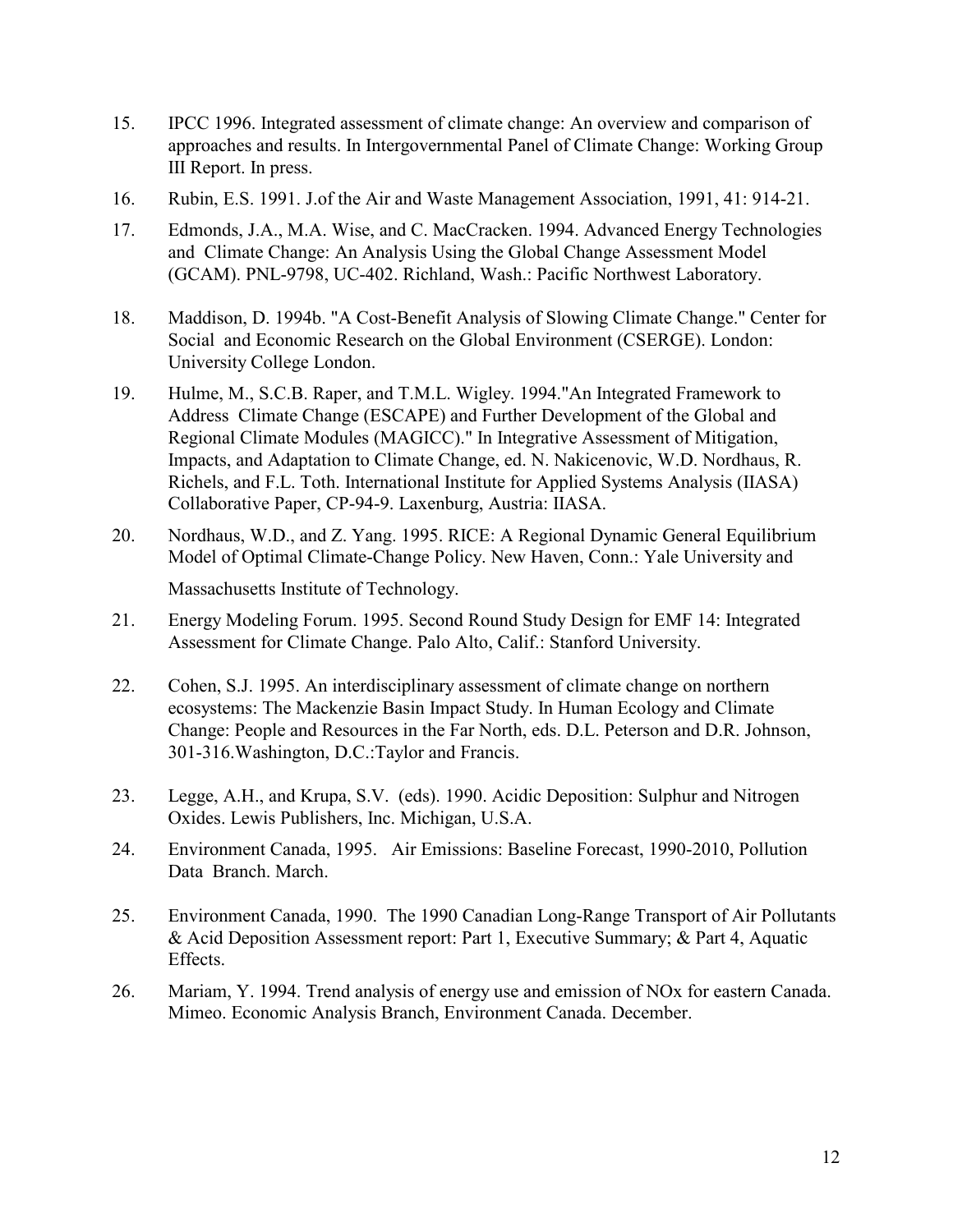15. IPCC 1996. Integrated assessment of climate change: An overview and comparison of approaches and results. In Intergovernmental Panel of Climate Change: Working Group III Report. In press.

16. Rubin, E.S. 1991. J.of the Air and Waste Management Association, 1991, 41: 914-21.

17. Edmonds, J.A., M.A. Wise, and C. MacCracken. 1994. Advanced Energy Technologies and Climate Change: An Analysis Using the Global Change Assessment Model (GCAM). PNL-9798, UC-402. Richland, Wash.: Pacific Northwest Laboratory.

18. Maddison, D. 1994b. "A Cost-Benefit Analysis of Slowing Climate Change." Center for Social and Economic Research on the Global Environment (CSERGE). London: University College London.

19. Hulme, M., S.C.B. Raper, and T.M.L. Wigley. 1994."An Integrated Framework to Address Climate Change (ESCAPE) and Further Development of the Global and Regional Climate Modules (MAGICC)." In Integrative Assessment of Mitigation, Impacts, and Adaptation to Climate Change, ed. N. Nakicenovic, W.D. Nordhaus, R. Richels, and F.L. Toth. International Institute for Applied Systems Analysis (IIASA) Collaborative Paper, CP-94-9. Laxenburg, Austria: IIASA.

20. Nordhaus, W.D., and Z. Yang. 1995. RICE: A Regional Dynamic General Equilibrium Model of Optimal Climate-Change Policy. New Haven, Conn.: Yale University and Massachusetts Institute of Technology.

21. Energy Modeling Forum. 1995. Second Round Study Design for EMF 14: Integrated Assessment for Climate Change. Palo Alto, Calif.: Stanford University.

22. Cohen, S.J. 1995. An interdisciplinary assessment of climate change on northern ecosystems: The Mackenzie Basin Impact Study. In Human Ecology and Climate Change: People and Resources in the Far North, eds. D.L. Peterson and D.R. Johnson, 301-316.Washington, D.C.:Taylor and Francis.

23. Legge, A.H., and Krupa, S.V. (eds). 1990. Acidic Deposition: Sulphur and Nitrogen Oxides. Lewis Publishers, Inc. Michigan, U.S.A.

24. Environment Canada, 1995. Air Emissions: Baseline Forecast, 1990-2010, Pollution Data Branch. March.

25. Environment Canada, 1990. The 1990 Canadian Long-Range Transport of Air Pollutants & Acid Deposition Assessment report: Part 1, Executive Summary; & Part 4, Aquatic Effects.

26. Mariam, Y. 1994. Trend analysis of energy use and emission of NOx for eastern Canada. Mimeo. Economic Analysis Branch, Environment Canada. December.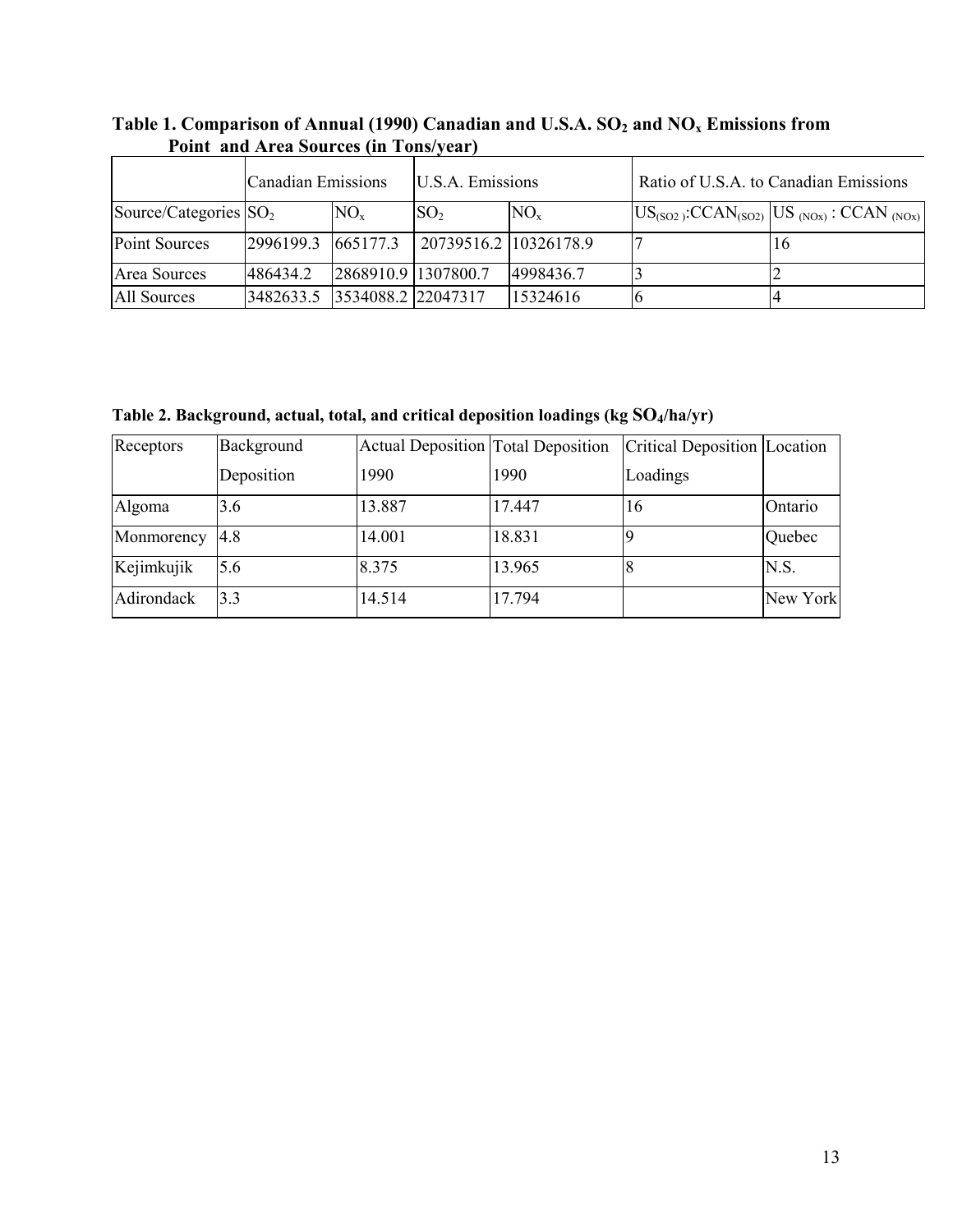**Table 1. Comparison of Annual (1990) Canadian and U.S.A. $SO_2$ and $NO_x$ Emissions from Point and Area Sources (in Tons/year)**

| | Canadian Emissions | | U.S.A. Emissions | | Ratio of U.S.A. to Canadian Emissions | |
|---|---|---|---|---|---|---|
| Source/Categories | $SO_2$ | $NO_x$ | $SO_2$ | $NO_x$ | $US_{(SO2)}:CCAN_{(SO2)}$ | $US_{(NOx)} : CCAN_{(NOx)}$ |
| Point Sources | 2996199.3 | 665177.3 | 20739516.2 | 10326178.9 | 7 | 16 |
| Area Sources | 486434.2 | 2868910.9 | 1307800.7 | 4998436.7 | 3 | 2 |
| All Sources | 3482633.5 | 3534088.2 | 22047317 | 15324616 | 6 | 4 |

**Table 2. Background, actual, total, and critical deposition loadings (kg $SO_4$/ha/yr)**

| Receptors | Background Deposition | Actual Deposition 1990 | Total Deposition 1990 | Critical Deposition Loadings | Location |
|---|---|---|---|---|---|
| Algoma | 3.6 | 13.887 | 17.447 | 16 | Ontario |
| Monmorency | 4.8 | 14.001 | 18.831 | 9 | Quebec |
| Kejimkujik | 5.6 | 8.375 | 13.965 | 8 | N.S. |
| Adirondack | 3.3 | 14.514 | 17.794 | | New York |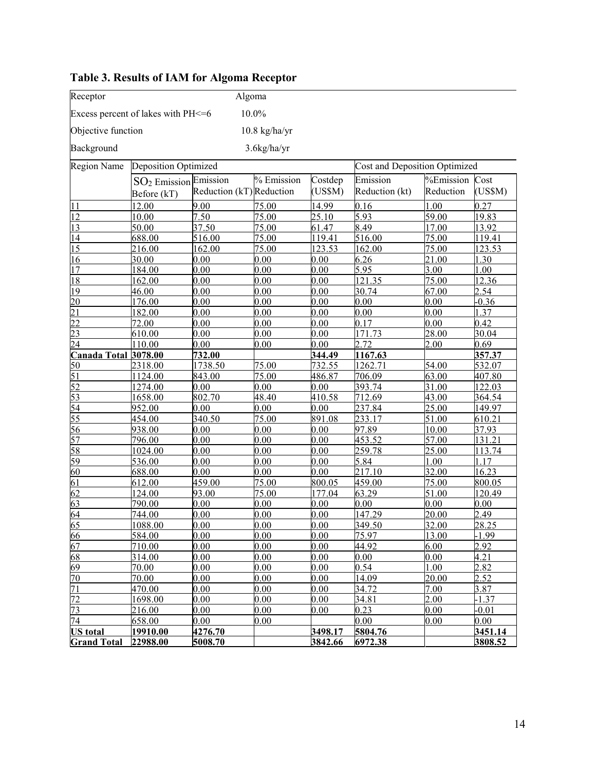**Table 3. Results of IAM for Algoma Receptor**

| Receptor | | Algoma | | | | | |
|---|---|---|---|---|---|---|---|
| Excess percent of lakes with PH<=6 | | 10.0% | | | | | |
| Objective function | | 10.8 kg/ha/yr | | | | | |
| Background | | 3.6kg/ha/yr | | | | | |
| Region Name | Deposition Optimized | | | | Cost and Deposition Optimized | | |
| | $SO_2$ Emission Before (kT) | Emission Reduction (kT) | % Emission Reduction | Costdep (US$M) | Emission Reduction (kt) | %Emission Reduction | Cost (US$M) |
| 11 | 12.00 | 9.00 | 75.00 | 14.99 | 0.16 | 1.00 | 0.27 |
| 12 | 10.00 | 7.50 | 75.00 | 25.10 | 5.93 | 59.00 | 19.83 |
| 13 | 50.00 | 37.50 | 75.00 | 61.47 | 8.49 | 17.00 | 13.92 |
| 14 | 688.00 | 516.00 | 75.00 | 119.41 | 516.00 | 75.00 | 119.41 |
| 15 | 216.00 | 162.00 | 75.00 | 123.53 | 162.00 | 75.00 | 123.53 |
| 16 | 30.00 | 0.00 | 0.00 | 0.00 | 6.26 | 21.00 | 1.30 |
| 17 | 184.00 | 0.00 | 0.00 | 0.00 | 5.95 | 3.00 | 1.00 |
| 18 | 162.00 | 0.00 | 0.00 | 0.00 | 121.35 | 75.00 | 12.36 |
| 19 | 46.00 | 0.00 | 0.00 | 0.00 | 30.74 | 67.00 | 2.54 |
| 20 | 176.00 | 0.00 | 0.00 | 0.00 | 0.00 | 0.00 | -0.36 |
| 21 | 182.00 | 0.00 | 0.00 | 0.00 | 0.00 | 0.00 | 1.37 |
| 22 | 72.00 | 0.00 | 0.00 | 0.00 | 0.17 | 0.00 | 0.42 |
| 23 | 610.00 | 0.00 | 0.00 | 0.00 | 171.73 | 28.00 | 30.04 |
| 24 | 110.00 | 0.00 | 0.00 | 0.00 | 2.72 | 2.00 | 0.69 |
| **Canada Total** | **3078.00** | **732.00** | | **344.49** | **1167.63** | | **357.37** |
| 50 | 2318.00 | 1738.50 | 75.00 | 732.55 | 1262.71 | 54.00 | 532.07 |
| 51 | 1124.00 | 843.00 | 75.00 | 486.87 | 706.09 | 63.00 | 407.80 |
| 52 | 1274.00 | 0.00 | 0.00 | 0.00 | 393.74 | 31.00 | 122.03 |
| 53 | 1658.00 | 802.70 | 48.40 | 410.58 | 712.69 | 43.00 | 364.54 |
| 54 | 952.00 | 0.00 | 0.00 | 0.00 | 237.84 | 25.00 | 149.97 |
| 55 | 454.00 | 340.50 | 75.00 | 891.08 | 233.17 | 51.00 | 610.21 |
| 56 | 938.00 | 0.00 | 0.00 | 0.00 | 97.89 | 10.00 | 37.93 |
| 57 | 796.00 | 0.00 | 0.00 | 0.00 | 453.52 | 57.00 | 131.21 |
| 58 | 1024.00 | 0.00 | 0.00 | 0.00 | 259.78 | 25.00 | 113.74 |
| 59 | 536.00 | 0.00 | 0.00 | 0.00 | 5.84 | 1.00 | 1.17 |
| 60 | 688.00 | 0.00 | 0.00 | 0.00 | 217.10 | 32.00 | 16.23 |
| 61 | 612.00 | 459.00 | 75.00 | 800.05 | 459.00 | 75.00 | 800.05 |
| 62 | 124.00 | 93.00 | 75.00 | 177.04 | 63.29 | 51.00 | 120.49 |
| 63 | 790.00 | 0.00 | 0.00 | 0.00 | 0.00 | 0.00 | 0.00 |
| 64 | 744.00 | 0.00 | 0.00 | 0.00 | 147.29 | 20.00 | 2.49 |
| 65 | 1088.00 | 0.00 | 0.00 | 0.00 | 349.50 | 32.00 | 28.25 |
| 66 | 584.00 | 0.00 | 0.00 | 0.00 | 75.97 | 13.00 | -1.99 |
| 67 | 710.00 | 0.00 | 0.00 | 0.00 | 44.92 | 6.00 | 2.92 |
| 68 | 314.00 | 0.00 | 0.00 | 0.00 | 0.00 | 0.00 | 4.21 |
| 69 | 70.00 | 0.00 | 0.00 | 0.00 | 0.54 | 1.00 | 2.82 |
| 70 | 70.00 | 0.00 | 0.00 | 0.00 | 14.09 | 20.00 | 2.52 |
| 71 | 470.00 | 0.00 | 0.00 | 0.00 | 34.72 | 7.00 | 3.87 |
| 72 | 1698.00 | 0.00 | 0.00 | 0.00 | 34.81 | 2.00 | -1.37 |
| 73 | 216.00 | 0.00 | 0.00 | 0.00 | 0.23 | 0.00 | -0.01 |
| 74 | 658.00 | 0.00 | 0.00 | | 0.00 | 0.00 | 0.00 |
| **US total** | **19910.00** | **4276.70** | | **3498.17** | **5804.76** | | **3451.14** |
| **Grand Total** | **22988.00** | **5008.70** | | **3842.66** | **6972.38** | | **3808.52** |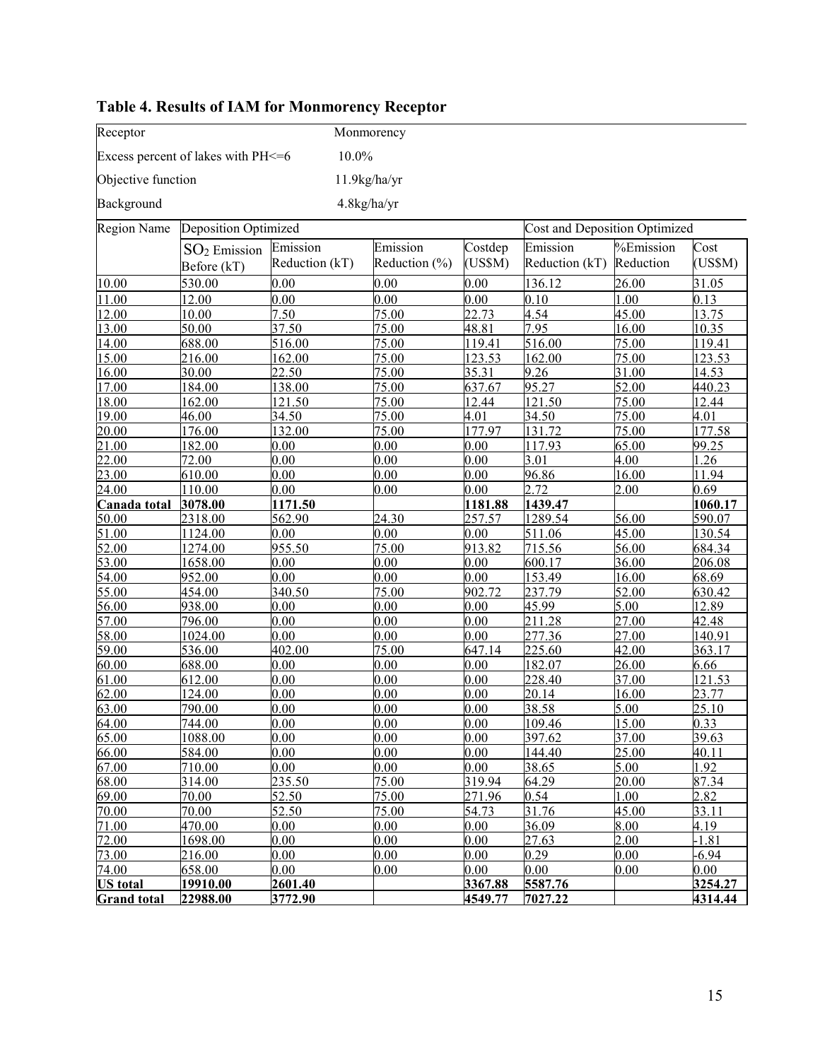**Table 4. Results of IAM for Monmorency Receptor**

| Receptor | | Monmorency | | | | | |
|---|---|---|---|---|---|---|---|
| Excess percent of lakes with PH<=6 | | 10.0% | | | | | |
| Objective function | | 11.9kg/ha/yr | | | | | |
| Background | | 4.8kg/ha/yr | | | | | |
| Region Name | Deposition Optimized | | | | Cost and Deposition Optimized | | |
| | $SO_2$ Emission Before (kT) | Emission Reduction (kT) | Emission Reduction (%) | Costdep (US$M) | Emission Reduction (kT) | %Emission Reduction | Cost (US$M) |
| 10.00 | 530.00 | 0.00 | 0.00 | 0.00 | 136.12 | 26.00 | 31.05 |
| 11.00 | 12.00 | 0.00 | 0.00 | 0.00 | 0.10 | 1.00 | 0.13 |
| 12.00 | 10.00 | 7.50 | 75.00 | 22.73 | 4.54 | 45.00 | 13.75 |
| 13.00 | 50.00 | 37.50 | 75.00 | 48.81 | 7.95 | 16.00 | 10.35 |
| 14.00 | 688.00 | 516.00 | 75.00 | 119.41 | 516.00 | 75.00 | 119.41 |
| 15.00 | 216.00 | 162.00 | 75.00 | 123.53 | 162.00 | 75.00 | 123.53 |
| 16.00 | 30.00 | 22.50 | 75.00 | 35.31 | 9.26 | 31.00 | 14.53 |
| 17.00 | 184.00 | 138.00 | 75.00 | 637.67 | 95.27 | 52.00 | 440.23 |
| 18.00 | 162.00 | 121.50 | 75.00 | 12.44 | 121.50 | 75.00 | 12.44 |
| 19.00 | 46.00 | 34.50 | 75.00 | 4.01 | 34.50 | 75.00 | 4.01 |
| 20.00 | 176.00 | 132.00 | 75.00 | 177.97 | 131.72 | 75.00 | 177.58 |
| 21.00 | 182.00 | 0.00 | 0.00 | 0.00 | 117.93 | 65.00 | 99.25 |
| 22.00 | 72.00 | 0.00 | 0.00 | 0.00 | 3.01 | 4.00 | 1.26 |
| 23.00 | 610.00 | 0.00 | 0.00 | 0.00 | 96.86 | 16.00 | 11.94 |
| 24.00 | 110.00 | 0.00 | 0.00 | 0.00 | 2.72 | 2.00 | 0.69 |
| **Canada total** | **3078.00** | **1171.50** | | **1181.88** | **1439.47** | | **1060.17** |
| 50.00 | 2318.00 | 562.90 | 24.30 | 257.57 | 1289.54 | 56.00 | 590.07 |
| 51.00 | 1124.00 | 0.00 | 0.00 | 0.00 | 511.06 | 45.00 | 130.54 |
| 52.00 | 1274.00 | 955.50 | 75.00 | 913.82 | 715.56 | 56.00 | 684.34 |
| 53.00 | 1658.00 | 0.00 | 0.00 | 0.00 | 600.17 | 36.00 | 206.08 |
| 54.00 | 952.00 | 0.00 | 0.00 | 0.00 | 153.49 | 16.00 | 68.69 |
| 55.00 | 454.00 | 340.50 | 75.00 | 902.72 | 237.79 | 52.00 | 630.42 |
| 56.00 | 938.00 | 0.00 | 0.00 | 0.00 | 45.99 | 5.00 | 12.89 |
| 57.00 | 796.00 | 0.00 | 0.00 | 0.00 | 211.28 | 27.00 | 42.48 |
| 58.00 | 1024.00 | 0.00 | 0.00 | 0.00 | 277.36 | 27.00 | 140.91 |
| 59.00 | 536.00 | 402.00 | 75.00 | 647.14 | 225.60 | 42.00 | 363.17 |
| 60.00 | 688.00 | 0.00 | 0.00 | 0.00 | 182.07 | 26.00 | 6.66 |
| 61.00 | 612.00 | 0.00 | 0.00 | 0.00 | 228.40 | 37.00 | 121.53 |
| 62.00 | 124.00 | 0.00 | 0.00 | 0.00 | 20.14 | 16.00 | 23.77 |
| 63.00 | 790.00 | 0.00 | 0.00 | 0.00 | 38.58 | 5.00 | 25.10 |
| 64.00 | 744.00 | 0.00 | 0.00 | 0.00 | 109.46 | 15.00 | 0.33 |
| 65.00 | 1088.00 | 0.00 | 0.00 | 0.00 | 397.62 | 37.00 | 39.63 |
| 66.00 | 584.00 | 0.00 | 0.00 | 0.00 | 144.40 | 25.00 | 40.11 |
| 67.00 | 710.00 | 0.00 | 0.00 | 0.00 | 38.65 | 5.00 | 1.92 |
| 68.00 | 314.00 | 235.50 | 75.00 | 319.94 | 64.29 | 20.00 | 87.34 |
| 69.00 | 70.00 | 52.50 | 75.00 | 271.96 | 0.54 | 1.00 | 2.82 |
| 70.00 | 70.00 | 52.50 | 75.00 | 54.73 | 31.76 | 45.00 | 33.11 |
| 71.00 | 470.00 | 0.00 | 0.00 | 0.00 | 36.09 | 8.00 | 4.19 |
| 72.00 | 1698.00 | 0.00 | 0.00 | 0.00 | 27.63 | 2.00 | -1.81 |
| 73.00 | 216.00 | 0.00 | 0.00 | 0.00 | 0.29 | 0.00 | -6.94 |
| 74.00 | 658.00 | 0.00 | 0.00 | 0.00 | 0.00 | 0.00 | 0.00 |
| **US total** | **19910.00** | **2601.40** | | **3367.88** | **5587.76** | | **3254.27** |
| **Grand total** | **22988.00** | **3772.90** | | **4549.77** | **7027.22** | | **4314.44** |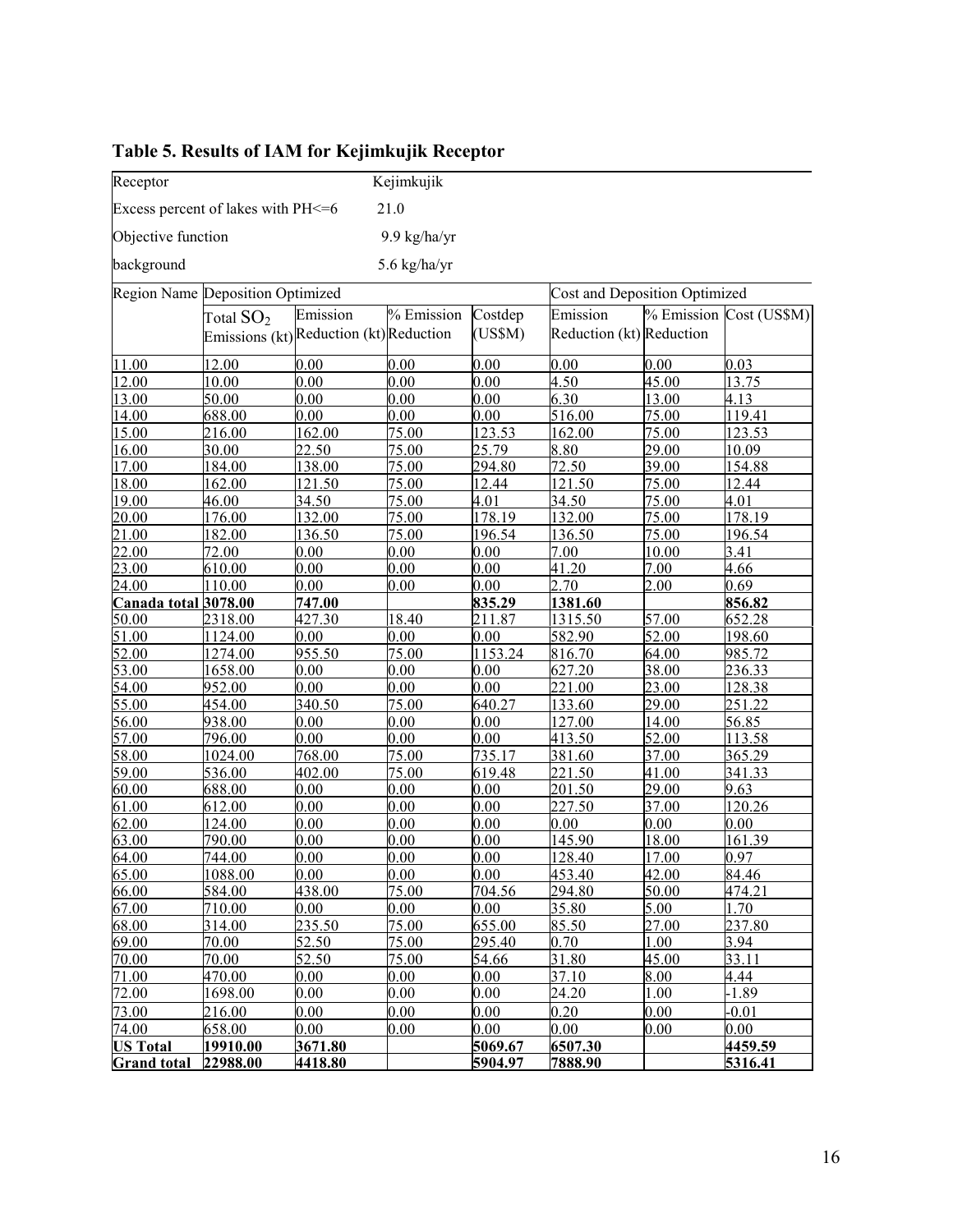# Table 5. Results of IAM for Kejimkujik Receptor

| Receptor | | Kejimkujik | | | | | |
|---|---|---|---|---|---|---|---|
| Excess percent of lakes with PH<=6 | | 21.0 | | | | | |
| Objective function | | 9.9 kg/ha/yr | | | | | |
| background | | 5.6 kg/ha/yr | | | | | |
| Region Name | Deposition Optimized | | | | Cost and Deposition Optimized | | |
| | Total $SO_2$ Emissions (kt) | Emission Reduction (kt) | % Emission Reduction | Costdep (US$M) | Emission Reduction (kt) | % Emission Reduction | Cost (US$M) |
| 11.00 | 12.00 | 0.00 | 0.00 | 0.00 | 0.00 | 0.00 | 0.03 |
| 12.00 | 10.00 | 0.00 | 0.00 | 0.00 | 4.50 | 45.00 | 13.75 |
| 13.00 | 50.00 | 0.00 | 0.00 | 0.00 | 6.30 | 13.00 | 4.13 |
| 14.00 | 688.00 | 0.00 | 0.00 | 0.00 | 516.00 | 75.00 | 119.41 |
| 15.00 | 216.00 | 162.00 | 75.00 | 123.53 | 162.00 | 75.00 | 123.53 |
| 16.00 | 30.00 | 22.50 | 75.00 | 25.79 | 8.80 | 29.00 | 10.09 |
| 17.00 | 184.00 | 138.00 | 75.00 | 294.80 | 72.50 | 39.00 | 154.88 |
| 18.00 | 162.00 | 121.50 | 75.00 | 12.44 | 121.50 | 75.00 | 12.44 |
| 19.00 | 46.00 | 34.50 | 75.00 | 4.01 | 34.50 | 75.00 | 4.01 |
| 20.00 | 176.00 | 132.00 | 75.00 | 178.19 | 132.00 | 75.00 | 178.19 |
| 21.00 | 182.00 | 136.50 | 75.00 | 196.54 | 136.50 | 75.00 | 196.54 |
| 22.00 | 72.00 | 0.00 | 0.00 | 0.00 | 7.00 | 10.00 | 3.41 |
| 23.00 | 610.00 | 0.00 | 0.00 | 0.00 | 41.20 | 7.00 | 4.66 |
| 24.00 | 110.00 | 0.00 | 0.00 | 0.00 | 2.70 | 2.00 | 0.69 |
| **Canada total** | **3078.00** | **747.00** | | **835.29** | **1381.60** | | **856.82** |
| 50.00 | 2318.00 | 427.30 | 18.40 | 211.87 | 1315.50 | 57.00 | 652.28 |
| 51.00 | 1124.00 | 0.00 | 0.00 | 0.00 | 582.90 | 52.00 | 198.60 |
| 52.00 | 1274.00 | 955.50 | 75.00 | 1153.24 | 816.70 | 64.00 | 985.72 |
| 53.00 | 1658.00 | 0.00 | 0.00 | 0.00 | 627.20 | 38.00 | 236.33 |
| 54.00 | 952.00 | 0.00 | 0.00 | 0.00 | 221.00 | 23.00 | 128.38 |
| 55.00 | 454.00 | 340.50 | 75.00 | 640.27 | 133.60 | 29.00 | 251.22 |
| 56.00 | 938.00 | 0.00 | 0.00 | 0.00 | 127.00 | 14.00 | 56.85 |
| 57.00 | 796.00 | 0.00 | 0.00 | 0.00 | 413.50 | 52.00 | 113.58 |
| 58.00 | 1024.00 | 768.00 | 75.00 | 735.17 | 381.60 | 37.00 | 365.29 |
| 59.00 | 536.00 | 402.00 | 75.00 | 619.48 | 221.50 | 41.00 | 341.33 |
| 60.00 | 688.00 | 0.00 | 0.00 | 0.00 | 201.50 | 29.00 | 9.63 |
| 61.00 | 612.00 | 0.00 | 0.00 | 0.00 | 227.50 | 37.00 | 120.26 |
| 62.00 | 124.00 | 0.00 | 0.00 | 0.00 | 0.00 | 0.00 | 0.00 |
| 63.00 | 790.00 | 0.00 | 0.00 | 0.00 | 145.90 | 18.00 | 161.39 |
| 64.00 | 744.00 | 0.00 | 0.00 | 0.00 | 128.40 | 17.00 | 0.97 |
| 65.00 | 1088.00 | 0.00 | 0.00 | 0.00 | 453.40 | 42.00 | 84.46 |
| 66.00 | 584.00 | 438.00 | 75.00 | 704.56 | 294.80 | 50.00 | 474.21 |
| 67.00 | 710.00 | 0.00 | 0.00 | 0.00 | 35.80 | 5.00 | 1.70 |
| 68.00 | 314.00 | 235.50 | 75.00 | 655.00 | 85.50 | 27.00 | 237.80 |
| 69.00 | 70.00 | 52.50 | 75.00 | 295.40 | 0.70 | 1.00 | 3.94 |
| 70.00 | 70.00 | 52.50 | 75.00 | 54.66 | 31.80 | 45.00 | 33.11 |
| 71.00 | 470.00 | 0.00 | 0.00 | 0.00 | 37.10 | 8.00 | 4.44 |
| 72.00 | 1698.00 | 0.00 | 0.00 | 0.00 | 24.20 | 1.00 | -1.89 |
| 73.00 | 216.00 | 0.00 | 0.00 | 0.00 | 0.20 | 0.00 | -0.01 |
| 74.00 | 658.00 | 0.00 | 0.00 | 0.00 | 0.00 | 0.00 | 0.00 |
| **US Total** | **19910.00** | **3671.80** | | **5069.67** | **6507.30** | | **4459.59** |
| **Grand total** | **22988.00** | **4418.80** | | **5904.97** | **7888.90** | | **5316.41** |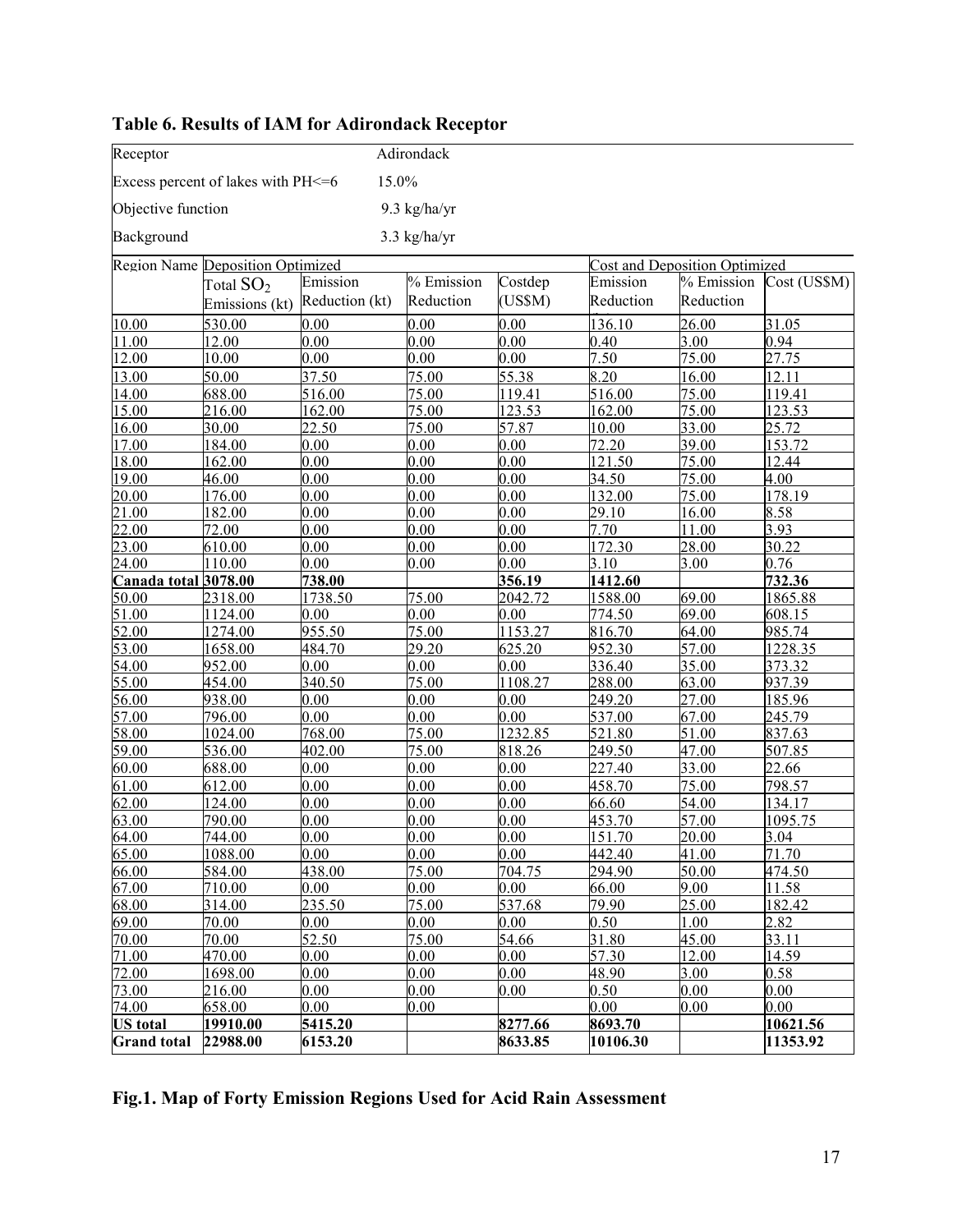**Table 6. Results of IAM for Adirondack Receptor**

| Receptor | | Adirondack | | | | | |
|---|---|---|---|---|---|---|---|
| Excess percent of lakes with PH<=6 | | 15.0% | | | | | |
| Objective function | | 9.3 kg/ha/yr | | | | | |
| Background | | 3.3 kg/ha/yr | | | | | |
| Region Name | Deposition Optimized | | | | Cost and Deposition Optimized | | |
| | Total $SO_2$ Emissions (kt) | Emission Reduction (kt) | % Emission Reduction | Costdep (US$M) | Emission Reduction | % Emission Reduction | Cost (US$M) |
| 10.00 | 530.00 | 0.00 | 0.00 | 0.00 | 136.10 | 26.00 | 31.05 |
| 11.00 | 12.00 | 0.00 | 0.00 | 0.00 | 0.40 | 3.00 | 0.94 |
| 12.00 | 10.00 | 0.00 | 0.00 | 0.00 | 7.50 | 75.00 | 27.75 |
| 13.00 | 50.00 | 37.50 | 75.00 | 55.38 | 8.20 | 16.00 | 12.11 |
| 14.00 | 688.00 | 516.00 | 75.00 | 119.41 | 516.00 | 75.00 | 119.41 |
| 15.00 | 216.00 | 162.00 | 75.00 | 123.53 | 162.00 | 75.00 | 123.53 |
| 16.00 | 30.00 | 22.50 | 75.00 | 57.87 | 10.00 | 33.00 | 25.72 |
| 17.00 | 184.00 | 0.00 | 0.00 | 0.00 | 72.20 | 39.00 | 153.72 |
| 18.00 | 162.00 | 0.00 | 0.00 | 0.00 | 121.50 | 75.00 | 12.44 |
| 19.00 | 46.00 | 0.00 | 0.00 | 0.00 | 34.50 | 75.00 | 4.00 |
| 20.00 | 176.00 | 0.00 | 0.00 | 0.00 | 132.00 | 75.00 | 178.19 |
| 21.00 | 182.00 | 0.00 | 0.00 | 0.00 | 29.10 | 16.00 | 8.58 |
| 22.00 | 72.00 | 0.00 | 0.00 | 0.00 | 7.70 | 11.00 | 3.93 |
| 23.00 | 610.00 | 0.00 | 0.00 | 0.00 | 172.30 | 28.00 | 30.22 |
| 24.00 | 110.00 | 0.00 | 0.00 | 0.00 | 3.10 | 3.00 | 0.76 |
| **Canada total** | **3078.00** | **738.00** | | **356.19** | **1412.60** | | **732.36** |
| 50.00 | 2318.00 | 1738.50 | 75.00 | 2042.72 | 1588.00 | 69.00 | 1865.88 |
| 51.00 | 1124.00 | 0.00 | 0.00 | 0.00 | 774.50 | 69.00 | 608.15 |
| 52.00 | 1274.00 | 955.50 | 75.00 | 1153.27 | 816.70 | 64.00 | 985.74 |
| 53.00 | 1658.00 | 484.70 | 29.20 | 625.20 | 952.30 | 57.00 | 1228.35 |
| 54.00 | 952.00 | 0.00 | 0.00 | 0.00 | 336.40 | 35.00 | 373.32 |
| 55.00 | 454.00 | 340.50 | 75.00 | 1108.27 | 288.00 | 63.00 | 937.39 |
| 56.00 | 938.00 | 0.00 | 0.00 | 0.00 | 249.20 | 27.00 | 185.96 |
| 57.00 | 796.00 | 0.00 | 0.00 | 0.00 | 537.00 | 67.00 | 245.79 |
| 58.00 | 1024.00 | 768.00 | 75.00 | 1232.85 | 521.80 | 51.00 | 837.63 |
| 59.00 | 536.00 | 402.00 | 75.00 | 818.26 | 249.50 | 47.00 | 507.85 |
| 60.00 | 688.00 | 0.00 | 0.00 | 0.00 | 227.40 | 33.00 | 22.66 |
| 61.00 | 612.00 | 0.00 | 0.00 | 0.00 | 458.70 | 75.00 | 798.57 |
| 62.00 | 124.00 | 0.00 | 0.00 | 0.00 | 66.60 | 54.00 | 134.17 |
| 63.00 | 790.00 | 0.00 | 0.00 | 0.00 | 453.70 | 57.00 | 1095.75 |
| 64.00 | 744.00 | 0.00 | 0.00 | 0.00 | 151.70 | 20.00 | 3.04 |
| 65.00 | 1088.00 | 0.00 | 0.00 | 0.00 | 442.40 | 41.00 | 71.70 |
| 66.00 | 584.00 | 438.00 | 75.00 | 704.75 | 294.90 | 50.00 | 474.50 |
| 67.00 | 710.00 | 0.00 | 0.00 | 0.00 | 66.00 | 9.00 | 11.58 |
| 68.00 | 314.00 | 235.50 | 75.00 | 537.68 | 79.90 | 25.00 | 182.42 |
| 69.00 | 70.00 | 0.00 | 0.00 | 0.00 | 0.50 | 1.00 | 2.82 |
| 70.00 | 70.00 | 52.50 | 75.00 | 54.66 | 31.80 | 45.00 | 33.11 |
| 71.00 | 470.00 | 0.00 | 0.00 | 0.00 | 57.30 | 12.00 | 14.59 |
| 72.00 | 1698.00 | 0.00 | 0.00 | 0.00 | 48.90 | 3.00 | 0.58 |
| 73.00 | 216.00 | 0.00 | 0.00 | 0.00 | 0.50 | 0.00 | 0.00 |
| 74.00 | 658.00 | 0.00 | 0.00 | | 0.00 | 0.00 | 0.00 |
| **US total** | **19910.00** | **5415.20** | | **8277.66** | **8693.70** | | **10621.56** |
| **Grand total** | **22988.00** | **6153.20** | | **8633.85** | **10106.30** | | **11353.92** |

**Fig.1. Map of Forty Emission Regions Used for Acid Rain Assessment**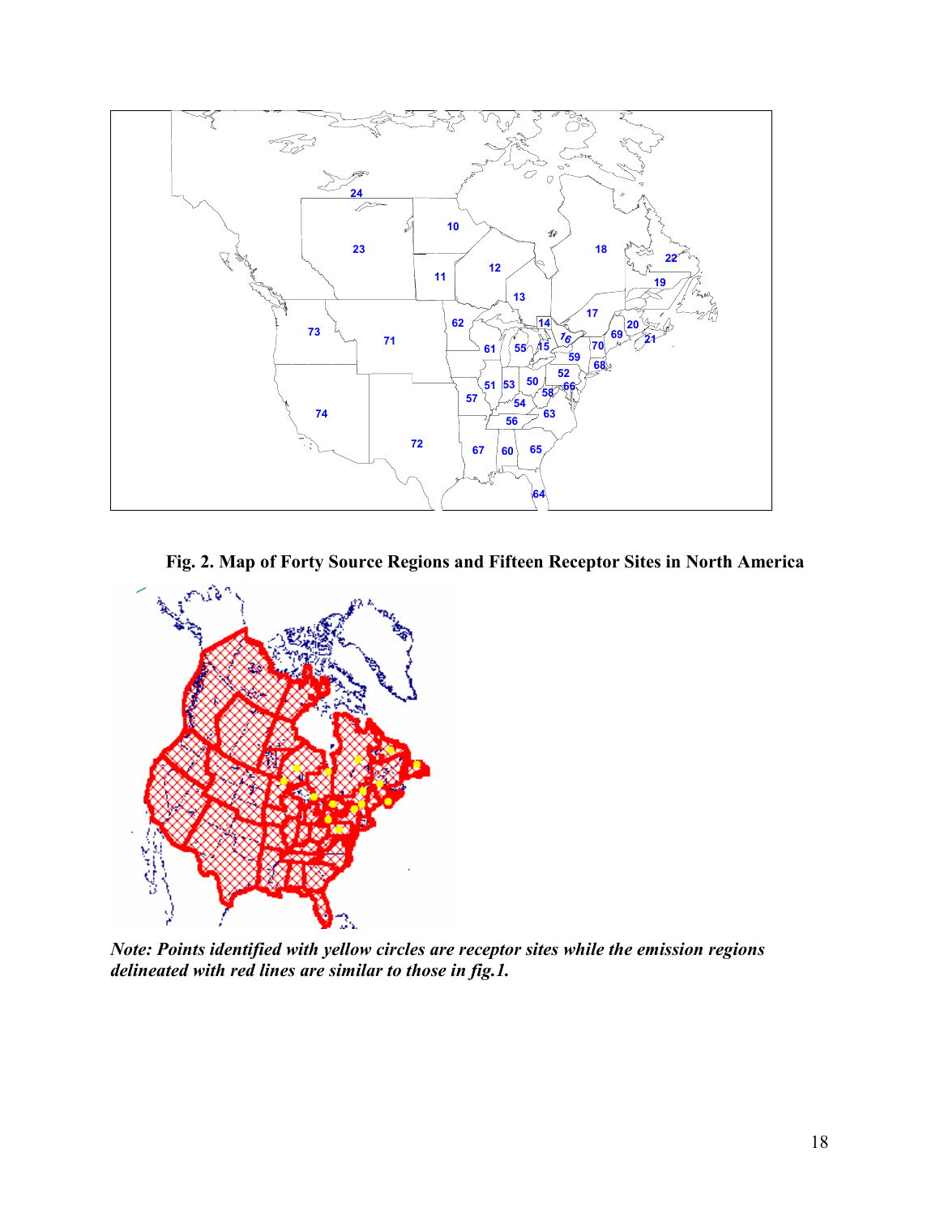24

10

23

18

12

22

11

19

13

17

62

20

14

69

73

76

21

71

61

55

15

70

59

68

52

66

50

51

53

58

57

54

74

63

56

72

65

67

60

64

**Fig. 2. Map of Forty Source Regions and Fifteen Receptor Sites in North America**

***Note: Points identified with yellow circles are receptor sites while the emission regions delineated with red lines are similar to those in fig.1.***